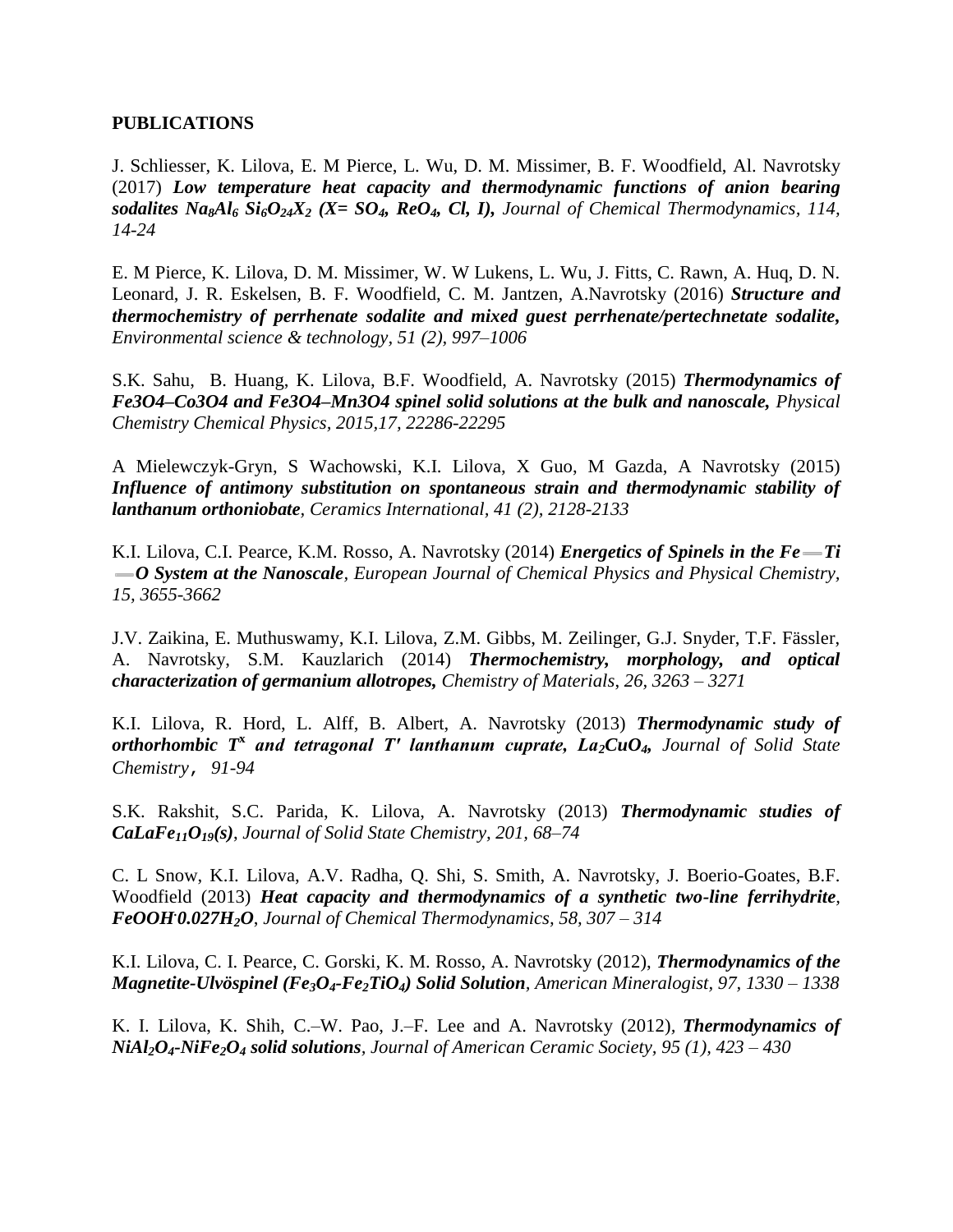**PUBLICATIONS**

J. Schliesser, K. Lilova, E. M Pierce, L. Wu, D. M. Missimer, B. F. Woodfield, Al. Navrotsky (2017) ***Low temperature heat capacity and thermodynamic functions of anion bearing sodalites $Na_8Al_6$ $Si_6O_{24}X_2$ (X= $SO_4$, $ReO_4$, Cl, I),*** *Journal of Chemical Thermodynamics, 114, 14-24*

E. M Pierce, K. Lilova, D. M. Missimer, W. W Lukens, L. Wu, J. Fitts, C. Rawn, A. Huq, D. N. Leonard, J. R. Eskelsen, B. F. Woodfield, C. M. Jantzen, A.Navrotsky (2016) ***Structure and thermochemistry of perrhenate sodalite and mixed guest perrhenate/pertechnetate sodalite,*** *Environmental science & technology, 51 (2), 997–1006*

S.K. Sahu, B. Huang, K. Lilova, B.F. Woodfield, A. Navrotsky (2015) ***Thermodynamics of Fe3O4–Co3O4 and Fe3O4–Mn3O4 spinel solid solutions at the bulk and nanoscale,*** *Physical Chemistry Chemical Physics, 2015,17, 22286-22295*

A Mielewczyk-Gryn, S Wachowski, K.I. Lilova, X Guo, M Gazda, A Navrotsky (2015) ***Influence of antimony substitution on spontaneous strain and thermodynamic stability of lanthanum orthoniobate***, *Ceramics International, 41 (2), 2128-2133*

K.I. Lilova, C.I. Pearce, K.M. Rosso, A. Navrotsky (2014) ***Energetics of Spinels in the Fe═Ti ═O System at the Nanoscale***, *European Journal of Chemical Physics and Physical Chemistry, 15, 3655-3662*

J.V. Zaikina, E. Muthuswamy, K.I. Lilova, Z.M. Gibbs, M. Zeilinger, G.J. Snyder, T.F. Fässler, A. Navrotsky, S.M. Kauzlarich (2014) ***Thermochemistry, morphology, and optical characterization of germanium allotropes,*** *Chemistry of Materials, 26, 3263 – 3271*

K.I. Lilova, R. Hord, L. Alff, B. Albert, A. Navrotsky (2013) ***Thermodynamic study of orthorhombic $T^x$ and tetragonal T′ lanthanum cuprate, $La_2CuO_4$,*** *Journal of Solid State Chemistry, 91-94*

S.K. Rakshit, S.C. Parida, K. Lilova, A. Navrotsky (2013) ***Thermodynamic studies of $CaLaFe_{11}O_{19}$(s)***, *Journal of Solid State Chemistry, 201, 68–74*

C. L Snow, K.I. Lilova, A.V. Radha, Q. Shi, S. Smith, A. Navrotsky, J. Boerio-Goates, B.F. Woodfield (2013) ***Heat capacity and thermodynamics of a synthetic two-line ferrihydrite, $FeOOH{\cdot}0.027H_2O$***, *Journal of Chemical Thermodynamics, 58, 307 – 314*

K.I. Lilova, C. I. Pearce, C. Gorski, K. M. Rosso, A. Navrotsky (2012), ***Thermodynamics of the Magnetite-Ulvöspinel ($Fe_3O_4$-$Fe_2TiO_4$) Solid Solution***, *American Mineralogist, 97, 1330 – 1338*

K. I. Lilova, K. Shih, C.–W. Pao, J.–F. Lee and A. Navrotsky (2012), ***Thermodynamics of $NiAl_2O_4$-$NiFe_2O_4$ solid solutions***, *Journal of American Ceramic Society, 95 (1), 423 – 430*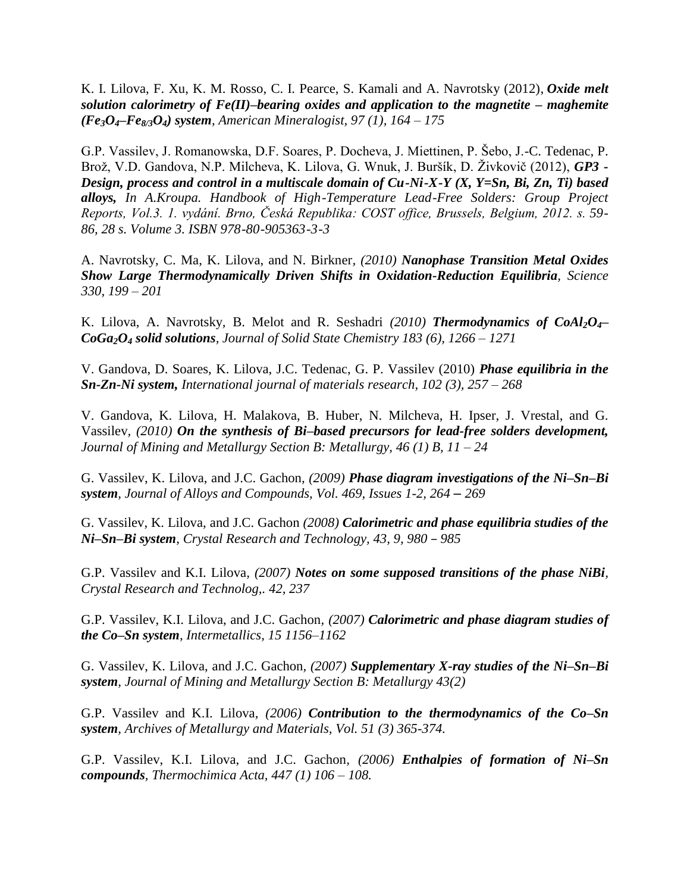K. I. Lilova, F. Xu, K. M. Rosso, C. I. Pearce, S. Kamali and A. Navrotsky (2012), ***Oxide melt solution calorimetry of Fe(II)–bearing oxides and application to the magnetite – maghemite ($Fe_3O_4$–$Fe_{8/3}O_4$) system***, *American Mineralogist, 97 (1), 164 – 175*

G.P. Vassilev, J. Romanowska, D.F. Soares, P. Docheva, J. Miettinen, P. Šebo, J.-C. Tedenac, P. Brož, V.D. Gandova, N.P. Milcheva, K. Lilova, G. Wnuk, J. Buršík, D. Živkovič (2012), ***GP3 - Design, process and control in a multiscale domain of Cu-Ni-X-Y (X, Y=Sn, Bi, Zn, Ti) based alloys,*** *In A.Kroupa. Handbook of High-Temperature Lead-Free Solders: Group Project Reports, Vol.3. 1. vydání. Brno, Česká Republika: COST office, Brussels, Belgium, 2012. s. 59-86, 28 s. Volume 3. ISBN 978-80-905363-3-3*

A. Navrotsky, C. Ma, K. Lilova, and N. Birkner, *(2010)* ***Nanophase Transition Metal Oxides Show Large Thermodynamically Driven Shifts in Oxidation-Reduction Equilibria***, *Science 330, 199 – 201*

K. Lilova, A. Navrotsky, B. Melot and R. Seshadri *(2010)* ***Thermodynamics of $CoAl_2O_4$–$CoGa_2O_4$ solid solutions***, *Journal of Solid State Chemistry 183 (6), 1266 – 1271*

V. Gandova, D. Soares, K. Lilova, J.C. Tedenac, G. P. Vassilev (2010) ***Phase equilibria in the Sn-Zn-Ni system,*** *International journal of materials research, 102 (3), 257 – 268*

V. Gandova, K. Lilova, H. Malakova, B. Huber, N. Milcheva, H. Ipser, J. Vrestal, and G. Vassilev, *(2010)* ***On the synthesis of Bi–based precursors for lead-free solders development,*** *Journal of Mining and Metallurgy Section B: Metallurgy, 46 (1) B, 11 – 24*

G. Vassilev, K. Lilova, and J.C. Gachon, *(2009)* ***Phase diagram investigations of the Ni–Sn–Bi system***, *Journal of Alloys and Compounds, Vol. 469, Issues 1-2, 264 – 269*

G. Vassilev, K. Lilova, and J.C. Gachon *(2008)* ***Calorimetric and phase equilibria studies of the Ni–Sn–Bi system***, *Crystal Research and Technology, 43, 9, 980 – 985*

G.P. Vassilev and K.I. Lilova, *(2007)* ***Notes on some supposed transitions of the phase NiBi***, *Crystal Research and Technolog,. 42, 237*

G.P. Vassilev, K.I. Lilova, and J.C. Gachon, *(2007)* ***Calorimetric and phase diagram studies of the Co–Sn system***, *Intermetallics, 15 1156–1162*

G. Vassilev, K. Lilova, and J.C. Gachon, *(2007)* ***Supplementary X-ray studies of the Ni–Sn–Bi system***, *Journal of Mining and Metallurgy Section B: Metallurgy 43(2)*

G.P. Vassilev and K.I. Lilova, *(2006)* ***Contribution to the thermodynamics of the Co–Sn system***, *Archives of Metallurgy and Materials, Vol. 51 (3) 365-374.*

G.P. Vassilev, K.I. Lilova, and J.C. Gachon, *(2006)* ***Enthalpies of formation of Ni–Sn compounds***, *Thermochimica Acta, 447 (1) 106 – 108.*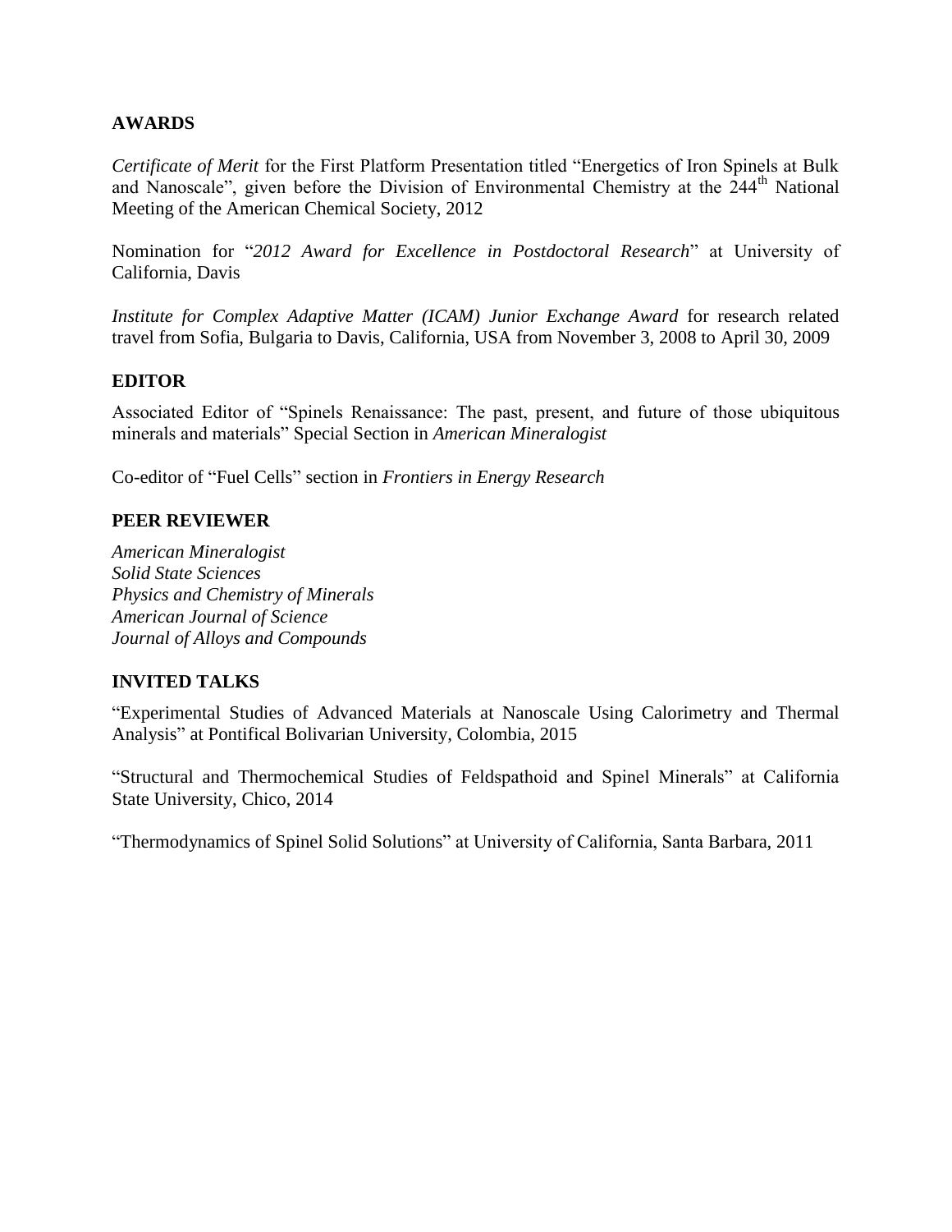## AWARDS

*Certificate of Merit* for the First Platform Presentation titled "Energetics of Iron Spinels at Bulk and Nanoscale", given before the Division of Environmental Chemistry at the 244$^{th}$ National Meeting of the American Chemical Society, 2012

Nomination for "*2012 Award for Excellence in Postdoctoral Research*" at University of California, Davis

*Institute for Complex Adaptive Matter (ICAM) Junior Exchange Award* for research related travel from Sofia, Bulgaria to Davis, California, USA from November 3, 2008 to April 30, 2009

## EDITOR

Associated Editor of "Spinels Renaissance: The past, present, and future of those ubiquitous minerals and materials" Special Section in *American Mineralogist*

Co-editor of "Fuel Cells" section in *Frontiers in Energy Research*

## PEER REVIEWER

*American Mineralogist*
*Solid State Sciences*
*Physics and Chemistry of Minerals*
*American Journal of Science*
*Journal of Alloys and Compounds*

## INVITED TALKS

"Experimental Studies of Advanced Materials at Nanoscale Using Calorimetry and Thermal Analysis" at Pontifical Bolivarian University, Colombia, 2015

"Structural and Thermochemical Studies of Feldspathoid and Spinel Minerals" at California State University, Chico, 2014

"Thermodynamics of Spinel Solid Solutions" at University of California, Santa Barbara, 2011